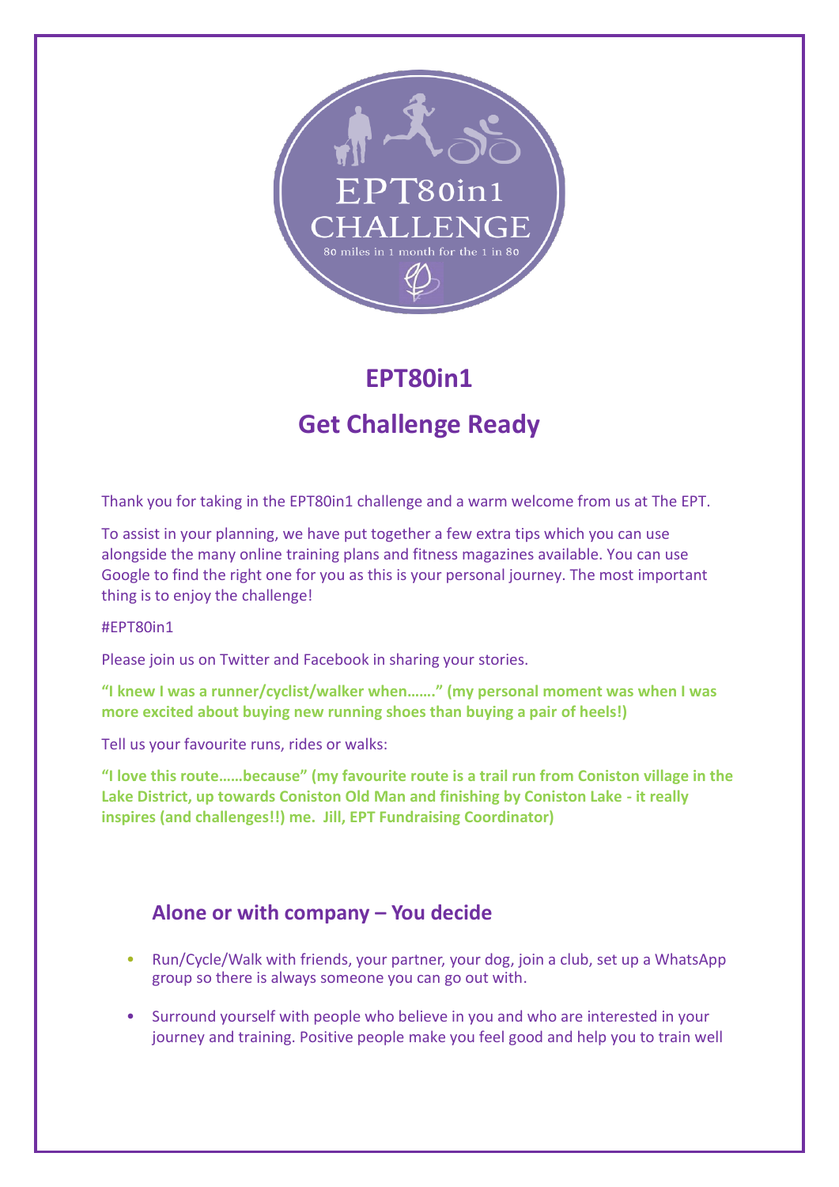# EPT80in1

## Get Challenge Ready

Thank you for taking in the EPT80in1 challenge and a warm welcome from us at The EPT.

To assist in your planning, we have put together a few extra tips which you can use alongside the many online training plans and fitness magazines available. You can use Google to find the right one for you as this is your personal journey. The most important thing is to enjoy the challenge!

#EPT80in1

Please join us on Twitter and Facebook in sharing your stories.

**"I knew I was a runner/cyclist/walker when……." (my personal moment was when I was more excited about buying new running shoes than buying a pair of heels!)**

Tell us your favourite runs, rides or walks:

**"I love this route……because" (my favourite route is a trail run from Coniston village in the Lake District, up towards Coniston Old Man and finishing by Coniston Lake - it really inspires (and challenges!!) me. Jill, EPT Fundraising Coordinator)**

### Alone or with company – You decide

- Run/Cycle/Walk with friends, your partner, your dog, join a club, set up a WhatsApp group so there is always someone you can go out with.
- Surround yourself with people who believe in you and who are interested in your journey and training. Positive people make you feel good and help you to train well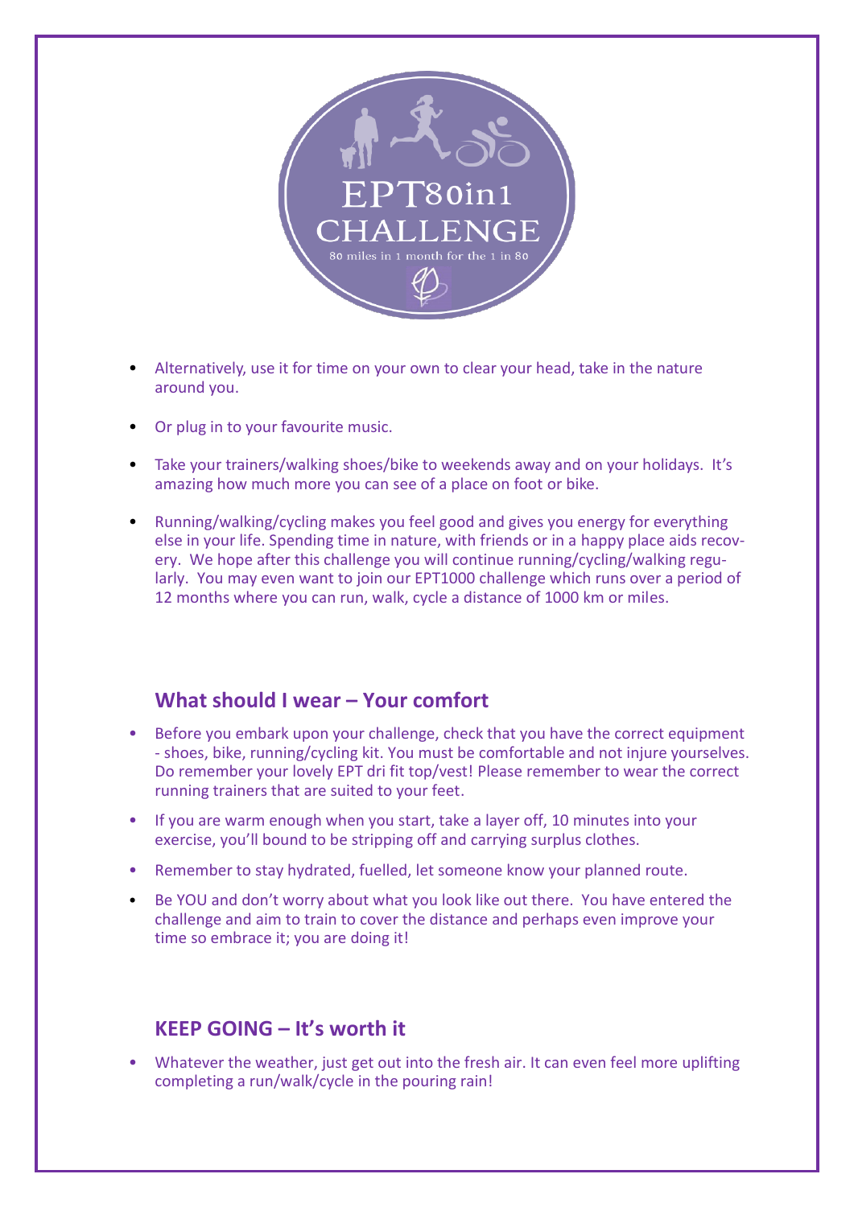EPT80in1 CHALLENGE

80 miles in 1 month for the 1 in 80

- Alternatively, use it for time on your own to clear your head, take in the nature around you.
- Or plug in to your favourite music.
- Take your trainers/walking shoes/bike to weekends away and on your holidays. It's amazing how much more you can see of a place on foot or bike.
- Running/walking/cycling makes you feel good and gives you energy for everything else in your life. Spending time in nature, with friends or in a happy place aids recovery. We hope after this challenge you will continue running/cycling/walking regularly. You may even want to join our EPT1000 challenge which runs over a period of 12 months where you can run, walk, cycle a distance of 1000 km or miles.

## What should I wear – Your comfort

- Before you embark upon your challenge, check that you have the correct equipment - shoes, bike, running/cycling kit. You must be comfortable and not injure yourselves. Do remember your lovely EPT dri fit top/vest! Please remember to wear the correct running trainers that are suited to your feet.
- If you are warm enough when you start, take a layer off, 10 minutes into your exercise, you'll bound to be stripping off and carrying surplus clothes.
- Remember to stay hydrated, fuelled, let someone know your planned route.
- Be YOU and don't worry about what you look like out there. You have entered the challenge and aim to train to cover the distance and perhaps even improve your time so embrace it; you are doing it!

## KEEP GOING – It's worth it

- Whatever the weather, just get out into the fresh air. It can even feel more uplifting completing a run/walk/cycle in the pouring rain!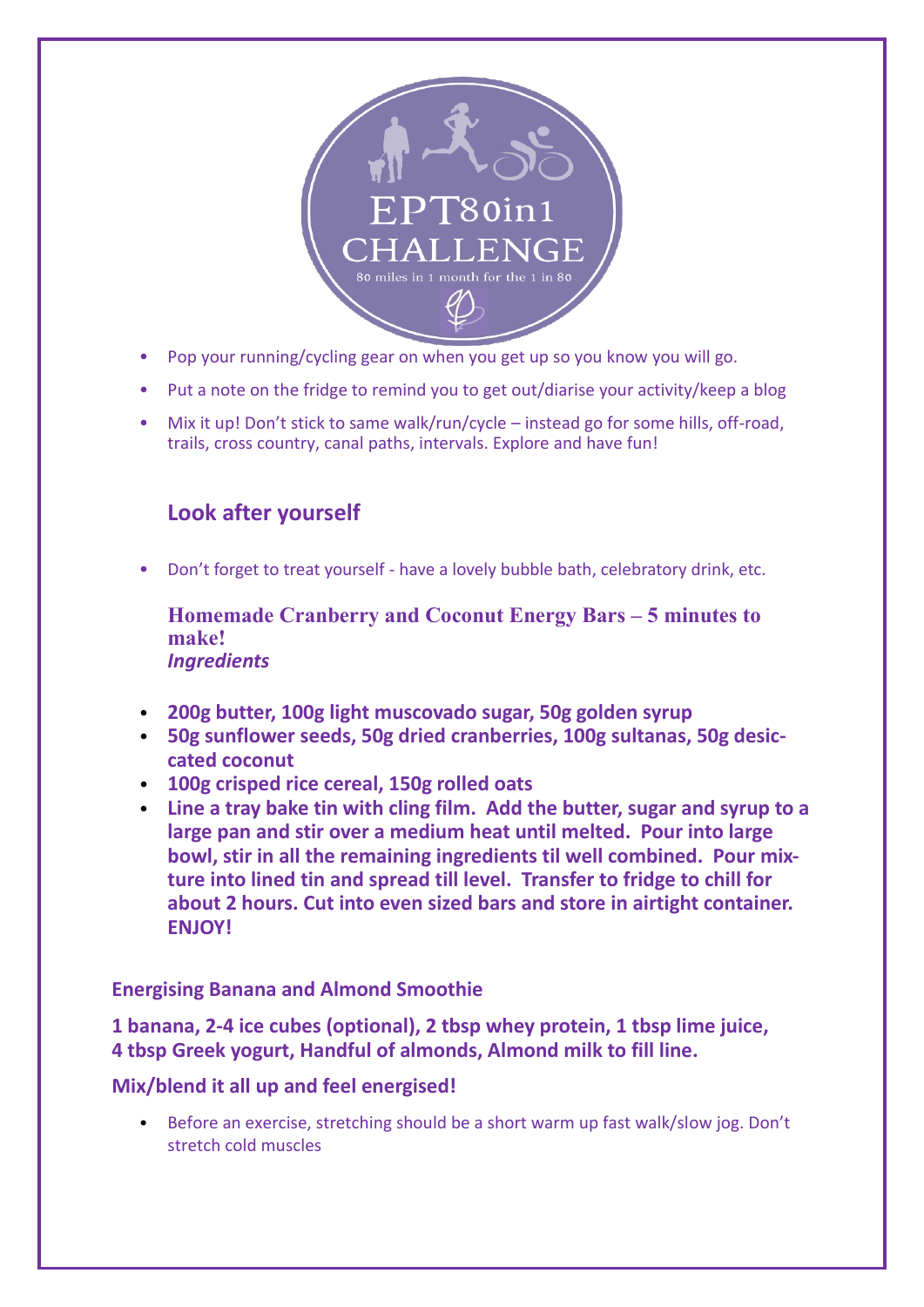EPT80in1 CHALLENGE

80 miles in 1 month for the 1 in 80

- Pop your running/cycling gear on when you get up so you know you will go.
- Put a note on the fridge to remind you to get out/diarise your activity/keep a blog
- Mix it up! Don't stick to same walk/run/cycle – instead go for some hills, off-road, trails, cross country, canal paths, intervals. Explore and have fun!

## Look after yourself

- Don't forget to treat yourself - have a lovely bubble bath, celebratory drink, etc.

### Homemade Cranberry and Coconut Energy Bars – 5 minutes to make!

***Ingredients***

- **200g butter, 100g light muscovado sugar, 50g golden syrup**
- **50g sunflower seeds, 50g dried cranberries, 100g sultanas, 50g desiccated coconut**
- **100g crisped rice cereal, 150g rolled oats**
- **Line a tray bake tin with cling film. Add the butter, sugar and syrup to a large pan and stir over a medium heat until melted. Pour into large bowl, stir in all the remaining ingredients til well combined. Pour mixture into lined tin and spread till level. Transfer to fridge to chill for about 2 hours. Cut into even sized bars and store in airtight container. ENJOY!**

### Energising Banana and Almond Smoothie

**1 banana, 2-4 ice cubes (optional), 2 tbsp whey protein, 1 tbsp lime juice, 4 tbsp Greek yogurt, Handful of almonds, Almond milk to fill line.**

**Mix/blend it all up and feel energised!**

- Before an exercise, stretching should be a short warm up fast walk/slow jog. Don't stretch cold muscles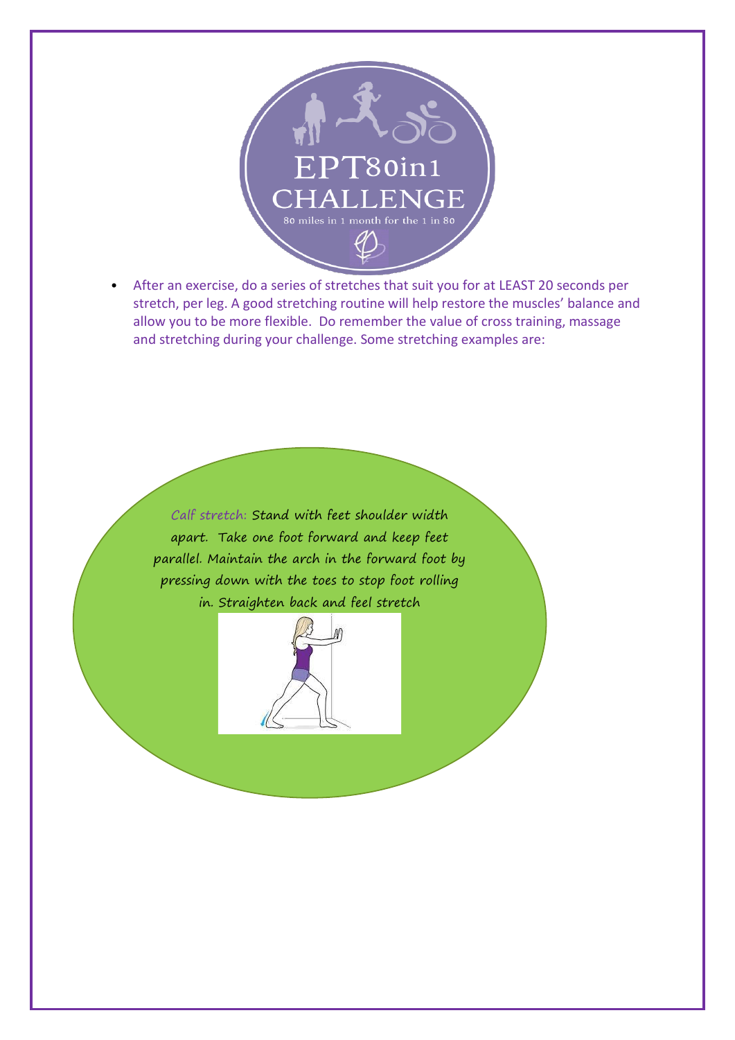- After an exercise, do a series of stretches that suit you for at LEAST 20 seconds per stretch, per leg. A good stretching routine will help restore the muscles' balance and allow you to be more flexible. Do remember the value of cross training, massage and stretching during your challenge. Some stretching examples are:

*Calf stretch:* Stand with feet shoulder width apart. Take one foot forward and keep feet parallel. Maintain the arch in the forward foot by pressing down with the toes to stop foot rolling in. Straighten back and feel stretch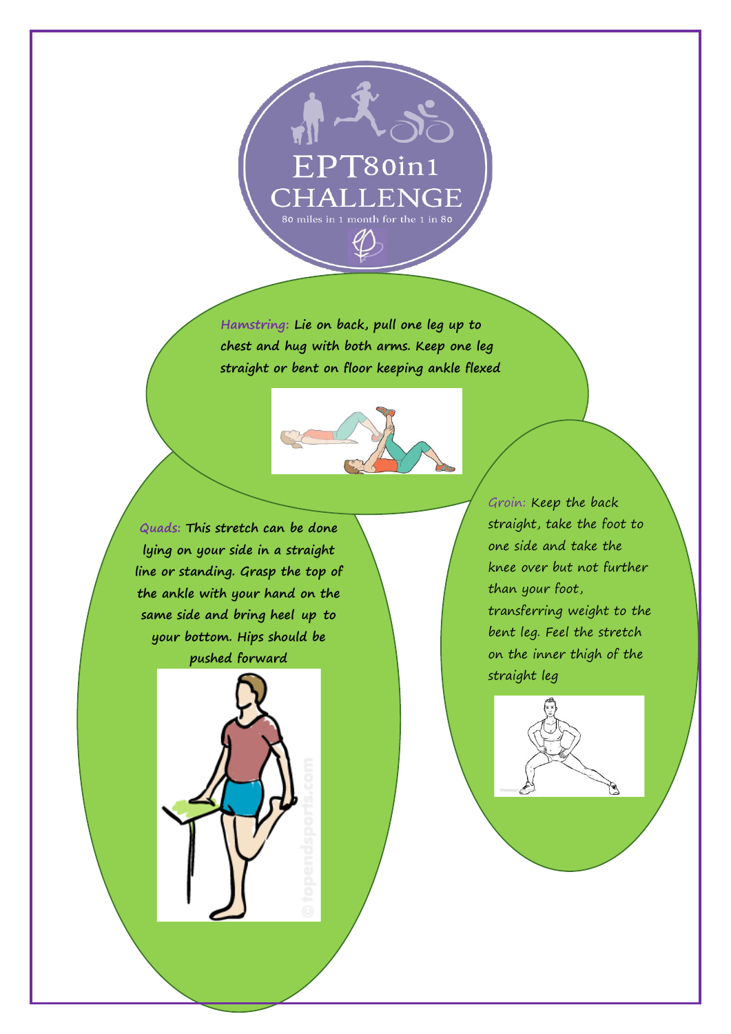EPT80in1

CHALLENGE

80 miles in 1 month for the 1 in 80

**Hamstring:** Lie on back, pull one leg up to chest and hug with both arms. Keep one leg straight or bent on floor keeping ankle flexed

**Quads:** This stretch can be done lying on your side in a straight line or standing. Grasp the top of the ankle with your hand on the same side and bring heel up to your bottom. Hips should be pushed forward

**Groin:** Keep the back straight, take the foot to one side and take the knee over but not further than your foot, transferring weight to the bent leg. Feel the stretch on the inner thigh of the straight leg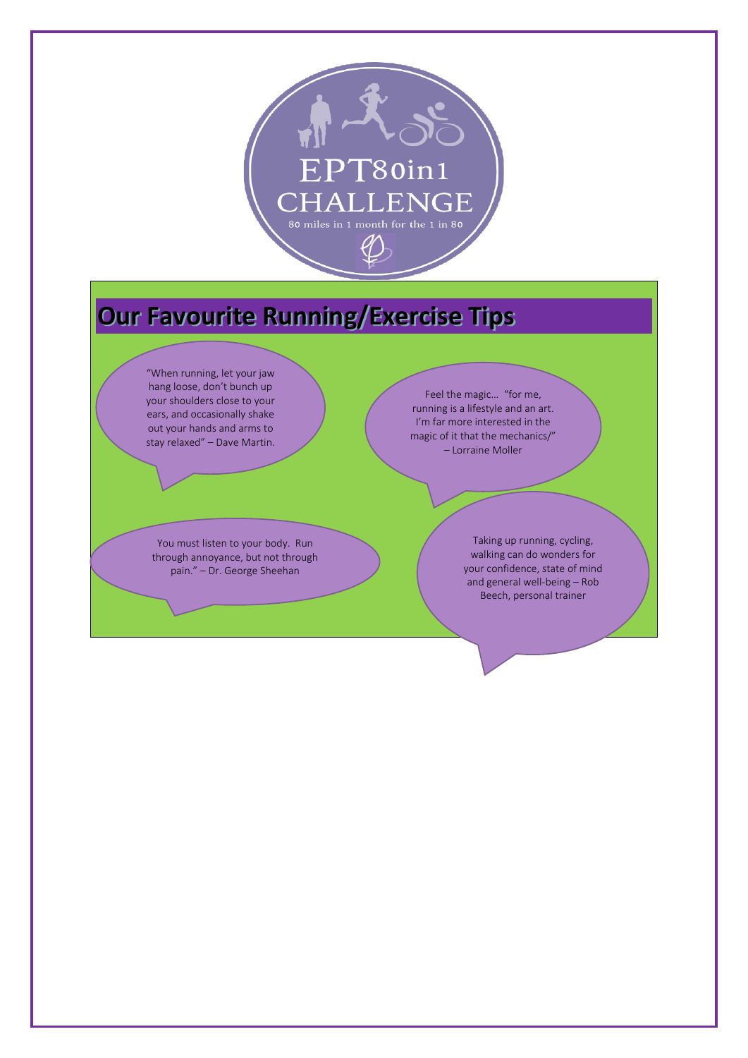EPT80in1

CHALLENGE

80 miles in 1 month for the 1 in 80

## Our Favourite Running/Exercise Tips

“When running, let your jaw hang loose, don’t bunch up your shoulders close to your ears, and occasionally shake out your hands and arms to stay relaxed” – Dave Martin.

Feel the magic… “for me, running is a lifestyle and an art. I’m far more interested in the magic of it that the mechanics/” – Lorraine Moller

You must listen to your body. Run through annoyance, but not through pain.” – Dr. George Sheehan

Taking up running, cycling, walking can do wonders for your confidence, state of mind and general well-being – Rob Beech, personal trainer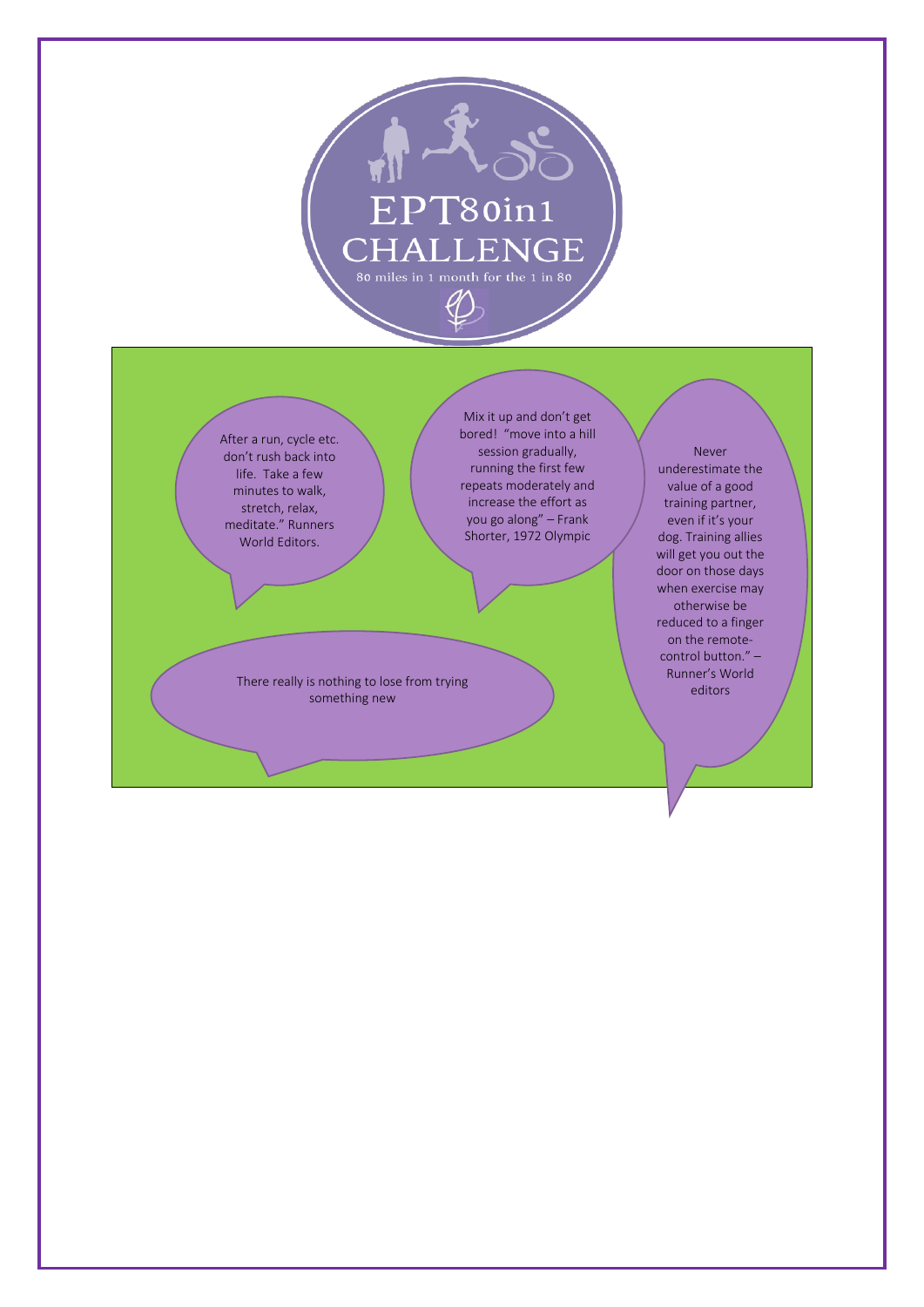# EPT80in1 CHALLENGE

80 miles in 1 month for the 1 in 80

After a run, cycle etc. don't rush back into life. Take a few minutes to walk, stretch, relax, meditate." Runners World Editors.

Mix it up and don't get bored! "move into a hill session gradually, running the first few repeats moderately and increase the effort as you go along" – Frank Shorter, 1972 Olympic

Never underestimate the value of a good training partner, even if it's your dog. Training allies will get you out the door on those days when exercise may otherwise be reduced to a finger on the remote-control button." – Runner's World editors

There really is nothing to lose from trying something new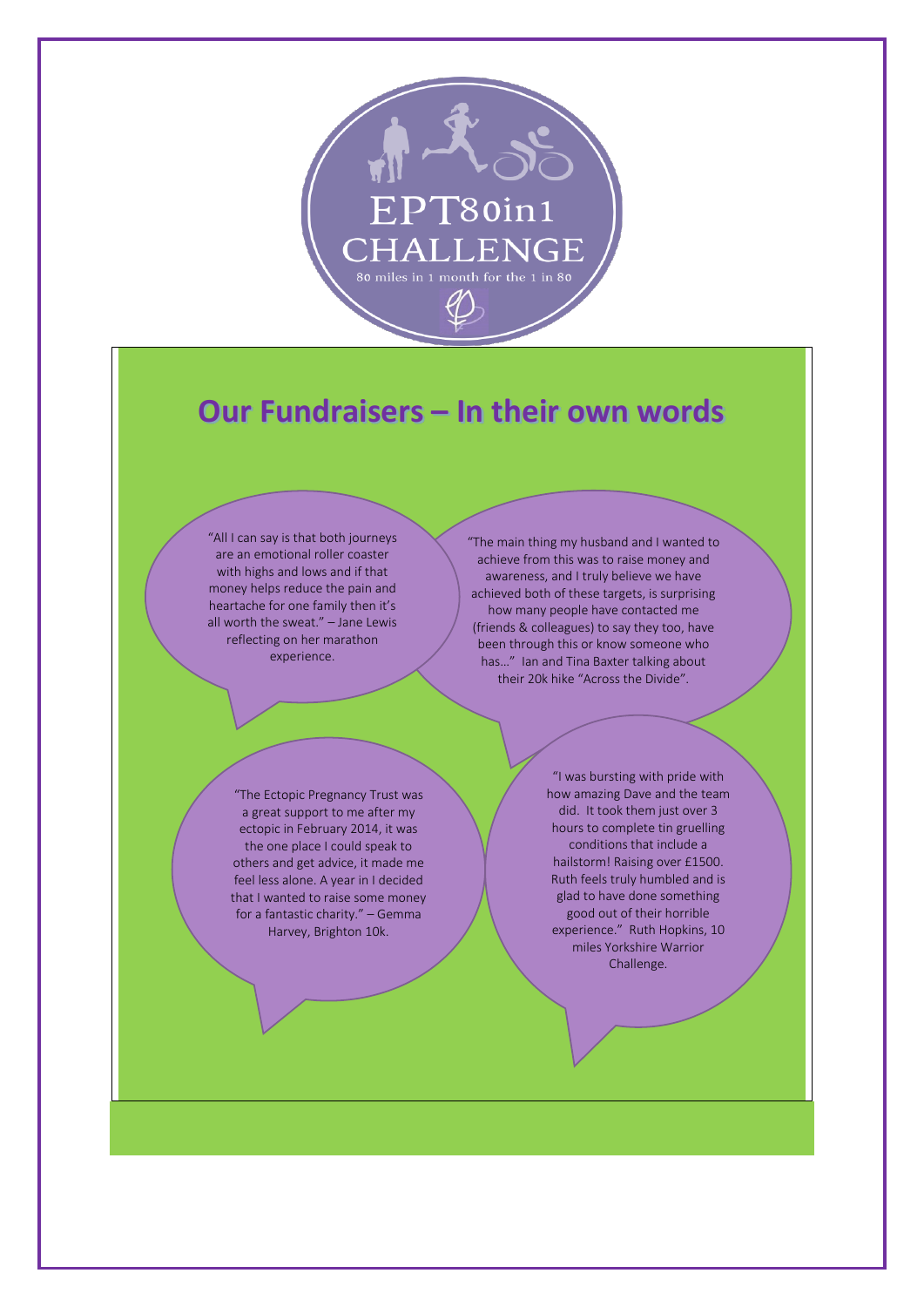EPT80in1
CHALLENGE
80 miles in 1 month for the 1 in 80

## Our Fundraisers – In their own words

"All I can say is that both journeys are an emotional roller coaster with highs and lows and if that money helps reduce the pain and heartache for one family then it's all worth the sweat." – Jane Lewis reflecting on her marathon experience.

"The main thing my husband and I wanted to achieve from this was to raise money and awareness, and I truly believe we have achieved both of these targets, is surprising how many people have contacted me (friends & colleagues) to say they too, have been through this or know someone who has…" Ian and Tina Baxter talking about their 20k hike "Across the Divide".

"The Ectopic Pregnancy Trust was a great support to me after my ectopic in February 2014, it was the one place I could speak to others and get advice, it made me feel less alone. A year in I decided that I wanted to raise some money for a fantastic charity." – Gemma Harvey, Brighton 10k.

"I was bursting with pride with how amazing Dave and the team did. It took them just over 3 hours to complete tin gruelling conditions that include a hailstorm! Raising over £1500. Ruth feels truly humbled and is glad to have done something good out of their horrible experience." Ruth Hopkins, 10 miles Yorkshire Warrior Challenge.